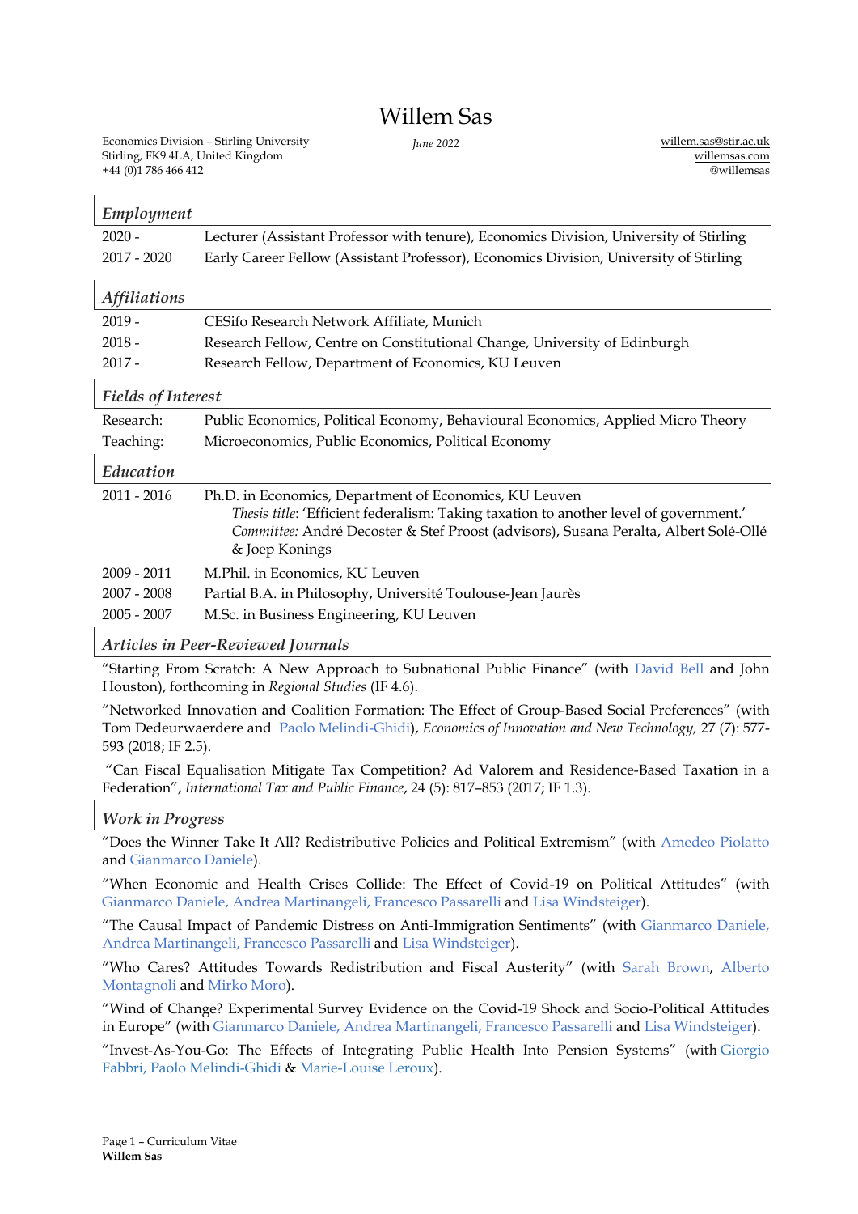# Willem Sas

Economics Division – Stirling University
Stirling, FK9 4LA, United Kingdom
+44 (0)1 786 466 412

*June 2022*

willem.sas@stir.ac.uk
willemsas.com
@willemsas

## *Employment*

| | |
|---|---|
| 2020 - | Lecturer (Assistant Professor with tenure), Economics Division, University of Stirling |
| 2017 - 2020 | Early Career Fellow (Assistant Professor), Economics Division, University of Stirling |

## *Affiliations*

| | |
|---|---|
| 2019 - | CESifo Research Network Affiliate, Munich |
| 2018 - | Research Fellow, Centre on Constitutional Change, University of Edinburgh |
| 2017 - | Research Fellow, Department of Economics, KU Leuven |

## *Fields of Interest*

| | |
|---|---|
| Research: | Public Economics, Political Economy, Behavioural Economics, Applied Micro Theory |
| Teaching: | Microeconomics, Public Economics, Political Economy |

## *Education*

| | |
|---|---|
| 2011 - 2016 | Ph.D. in Economics, Department of Economics, KU Leuven<br>*Thesis title*: 'Efficient federalism: Taking taxation to another level of government.'<br>*Committee:* André Decoster & Stef Proost (advisors), Susana Peralta, Albert Solé-Ollé & Joep Konings |
| 2009 - 2011 | M.Phil. in Economics, KU Leuven |
| 2007 - 2008 | Partial B.A. in Philosophy, Université Toulouse-Jean Jaurès |
| 2005 - 2007 | M.Sc. in Business Engineering, KU Leuven |

## *Articles in Peer-Reviewed Journals*

"Starting From Scratch: A New Approach to Subnational Public Finance" (with David Bell and John Houston), forthcoming in *Regional Studies* (IF 4.6).

"Networked Innovation and Coalition Formation: The Effect of Group-Based Social Preferences" (with Tom Dedeurwaerdere and Paolo Melindi-Ghidi), *Economics of Innovation and New Technology,* 27 (7): 577-593 (2018; IF 2.5).

"Can Fiscal Equalisation Mitigate Tax Competition? Ad Valorem and Residence-Based Taxation in a Federation", *International Tax and Public Finance*, 24 (5): 817–853 (2017; IF 1.3).

## *Work in Progress*

"Does the Winner Take It All? Redistributive Policies and Political Extremism" (with Amedeo Piolatto and Gianmarco Daniele).

"When Economic and Health Crises Collide: The Effect of Covid-19 on Political Attitudes" (with Gianmarco Daniele, Andrea Martinangeli, Francesco Passarelli and Lisa Windsteiger).

"The Causal Impact of Pandemic Distress on Anti-Immigration Sentiments" (with Gianmarco Daniele, Andrea Martinangeli, Francesco Passarelli and Lisa Windsteiger).

"Who Cares? Attitudes Towards Redistribution and Fiscal Austerity" (with Sarah Brown, Alberto Montagnoli and Mirko Moro).

"Wind of Change? Experimental Survey Evidence on the Covid-19 Shock and Socio-Political Attitudes in Europe" (with Gianmarco Daniele, Andrea Martinangeli, Francesco Passarelli and Lisa Windsteiger).

"Invest-As-You-Go: The Effects of Integrating Public Health Into Pension Systems" (with Giorgio Fabbri, Paolo Melindi-Ghidi & Marie-Louise Leroux).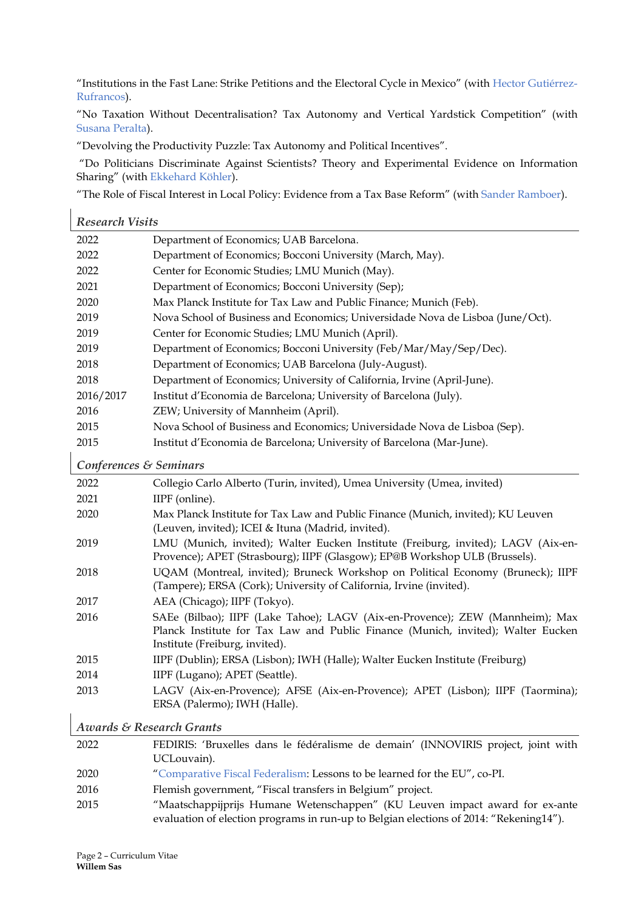"Institutions in the Fast Lane: Strike Petitions and the Electoral Cycle in Mexico" (with Hector Gutiérrez-Rufrancos).

"No Taxation Without Decentralisation? Tax Autonomy and Vertical Yardstick Competition" (with Susana Peralta).

"Devolving the Productivity Puzzle: Tax Autonomy and Political Incentives".

"Do Politicians Discriminate Against Scientists? Theory and Experimental Evidence on Information Sharing" (with Ekkehard Köhler).

"The Role of Fiscal Interest in Local Policy: Evidence from a Tax Base Reform" (with Sander Ramboer).

## *Research Visits*

| | |
|---|---|
| 2022 | Department of Economics; UAB Barcelona. |
| 2022 | Department of Economics; Bocconi University (March, May). |
| 2022 | Center for Economic Studies; LMU Munich (May). |
| 2021 | Department of Economics; Bocconi University (Sep); |
| 2020 | Max Planck Institute for Tax Law and Public Finance; Munich (Feb). |
| 2019 | Nova School of Business and Economics; Universidade Nova de Lisboa (June/Oct). |
| 2019 | Center for Economic Studies; LMU Munich (April). |
| 2019 | Department of Economics; Bocconi University (Feb/Mar/May/Sep/Dec). |
| 2018 | Department of Economics; UAB Barcelona (July-August). |
| 2018 | Department of Economics; University of California, Irvine (April-June). |
| 2016/2017 | Institut d'Economia de Barcelona; University of Barcelona (July). |
| 2016 | ZEW; University of Mannheim (April). |
| 2015 | Nova School of Business and Economics; Universidade Nova de Lisboa (Sep). |
| 2015 | Institut d'Economia de Barcelona; University of Barcelona (Mar-June). |

## *Conferences & Seminars*

| | |
|---|---|
| 2022 | Collegio Carlo Alberto (Turin, invited), Umea University (Umea, invited) |
| 2021 | IIPF (online). |
| 2020 | Max Planck Institute for Tax Law and Public Finance (Munich, invited); KU Leuven (Leuven, invited); ICEI & Ituna (Madrid, invited). |
| 2019 | LMU (Munich, invited); Walter Eucken Institute (Freiburg, invited); LAGV (Aix-en-Provence); APET (Strasbourg); IIPF (Glasgow); EP@B Workshop ULB (Brussels). |
| 2018 | UQAM (Montreal, invited); Bruneck Workshop on Political Economy (Bruneck); IIPF (Tampere); ERSA (Cork); University of California, Irvine (invited). |
| 2017 | AEA (Chicago); IIPF (Tokyo). |
| 2016 | SAEe (Bilbao); IIPF (Lake Tahoe); LAGV (Aix-en-Provence); ZEW (Mannheim); Max Planck Institute for Tax Law and Public Finance (Munich, invited); Walter Eucken Institute (Freiburg, invited). |
| 2015 | IIPF (Dublin); ERSA (Lisbon); IWH (Halle); Walter Eucken Institute (Freiburg) |
| 2014 | IIPF (Lugano); APET (Seattle). |
| 2013 | LAGV (Aix-en-Provence); AFSE (Aix-en-Provence); APET (Lisbon); IIPF (Taormina); ERSA (Palermo); IWH (Halle). |

## *Awards & Research Grants*

| | |
|---|---|
| 2022 | FEDIRIS: 'Bruxelles dans le fédéralisme de demain' (INNOVIRIS project, joint with UCLouvain). |
| 2020 | "Comparative Fiscal Federalism: Lessons to be learned for the EU", co-PI. |
| 2016 | Flemish government, "Fiscal transfers in Belgium" project. |
| 2015 | "Maatschappijprijs Humane Wetenschappen" (KU Leuven impact award for ex-ante evaluation of election programs in run-up to Belgian elections of 2014: "Rekening14"). |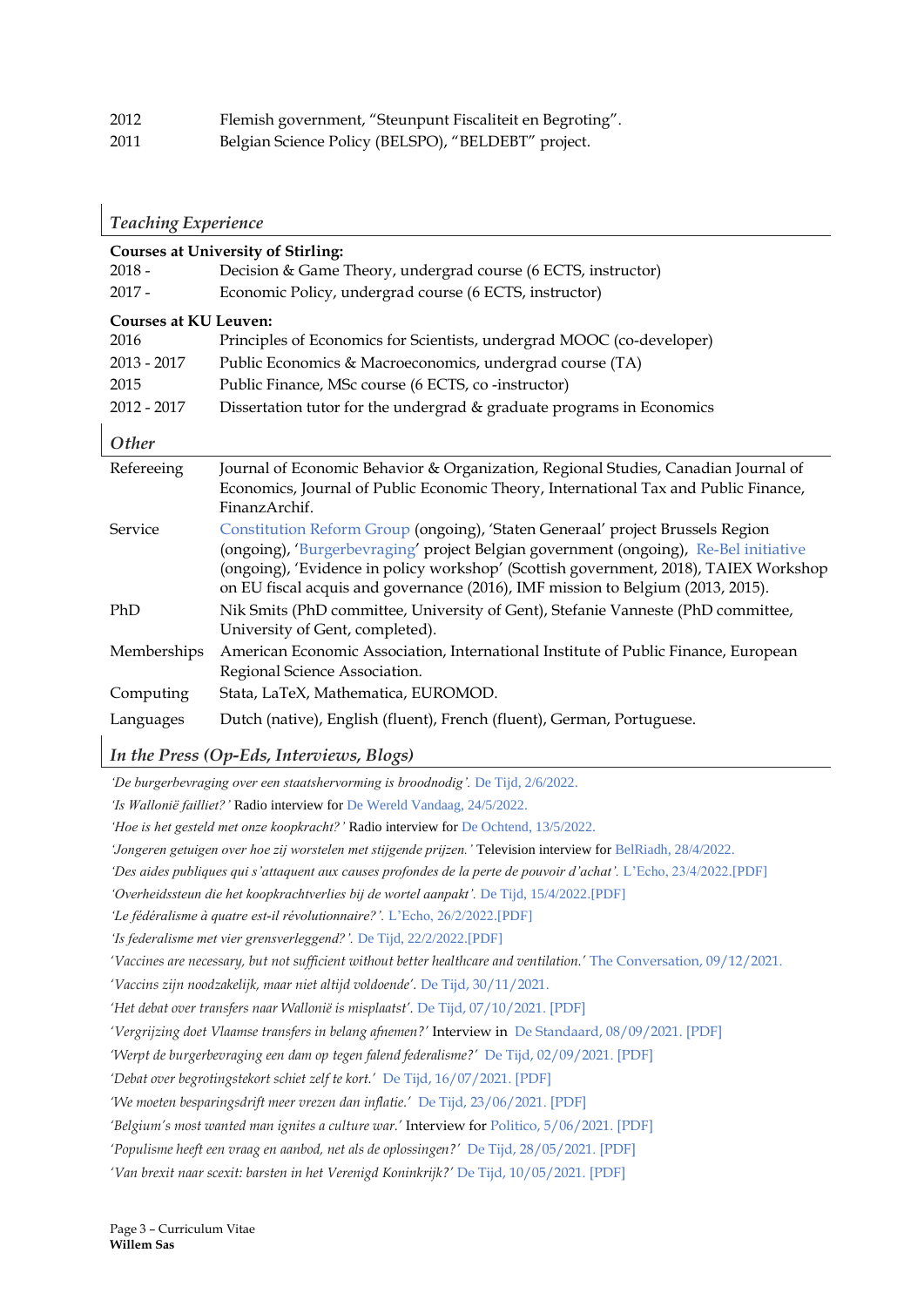| | |
|---|---|
| 2012 | Flemish government, "Steunpunt Fiscaliteit en Begroting". |
| 2011 | Belgian Science Policy (BELSPO), "BELDEBT" project. |

## *Teaching Experience*

**Courses at University of Stirling:**

| | |
|---|---|
| 2018 - | Decision & Game Theory, undergrad course (6 ECTS, instructor) |
| 2017 - | Economic Policy, undergrad course (6 ECTS, instructor) |

**Courses at KU Leuven:**

| | |
|---|---|
| 2016 | Principles of Economics for Scientists, undergrad MOOC (co-developer) |
| 2013 - 2017 | Public Economics & Macroeconomics, undergrad course (TA) |
| 2015 | Public Finance, MSc course (6 ECTS, co -instructor) |
| 2012 - 2017 | Dissertation tutor for the undergrad & graduate programs in Economics |

## *Other*

| | |
|---|---|
| Refereeing | Journal of Economic Behavior & Organization, Regional Studies, Canadian Journal of Economics, Journal of Public Economic Theory, International Tax and Public Finance, FinanzArchif. |
| Service | Constitution Reform Group (ongoing), 'Staten Generaal' project Brussels Region (ongoing), 'Burgerbevraging' project Belgian government (ongoing), Re-Bel initiative (ongoing), 'Evidence in policy workshop' (Scottish government, 2018), TAIEX Workshop on EU fiscal acquis and governance (2016), IMF mission to Belgium (2013, 2015). |
| PhD | Nik Smits (PhD committee, University of Gent), Stefanie Vanneste (PhD committee, University of Gent, completed). |
| Memberships | American Economic Association, International Institute of Public Finance, European Regional Science Association. |
| Computing | Stata, LaTeX, Mathematica, EUROMOD. |
| Languages | Dutch (native), English (fluent), French (fluent), German, Portuguese. |

## *In the Press (Op-Eds, Interviews, Blogs)*

*'De burgerbevraging over een staatshervorming is broodnodig'.* De Tijd, 2/6/2022.

*'Is Wallonië failliet?'* Radio interview for De Wereld Vandaag, 24/5/2022.

*'Hoe is het gesteld met onze koopkracht?'* Radio interview for De Ochtend, 13/5/2022.

*'Jongeren getuigen over hoe zij worstelen met stijgende prijzen.'* Television interview for BelRiadh, 28/4/2022.

*'Des aides publiques qui s'attaquent aux causes profondes de la perte de pouvoir d'achat'.* L'Echo, 23/4/2022.[PDF]

*'Overheidssteun die het koopkrachtverlies bij de wortel aanpakt'.* De Tijd, 15/4/2022.[PDF]

*'Le fédéralisme à quatre est-il révolutionnaire?'.* L'Echo, 26/2/2022.[PDF]

*'Is federalisme met vier grensverleggend?'.* De Tijd, 22/2/2022.[PDF]

*'Vaccines are necessary, but not sufficient without better healthcare and ventilation.'* The Conversation, 09/12/2021.

*'Vaccins zijn noodzakelijk, maar niet altijd voldoende'.* De Tijd, 30/11/2021.

*'Het debat over transfers naar Wallonië is misplaatst'.* De Tijd, 07/10/2021. [PDF]

*'Vergrijzing doet Vlaamse transfers in belang afnemen?'* Interview in De Standaard, 08/09/2021. [PDF]

*'Werpt de burgerbevraging een dam op tegen falend federalisme?'* De Tijd, 02/09/2021. [PDF]

*'Debat over begrotingstekort schiet zelf te kort.'* De Tijd, 16/07/2021. [PDF]

*'We moeten besparingsdrift meer vrezen dan inflatie.'* De Tijd, 23/06/2021. [PDF]

*'Belgium's most wanted man ignites a culture war.'* Interview for Politico, 5/06/2021. [PDF]

*'Populisme heeft een vraag en aanbod, net als de oplossingen?'* De Tijd, 28/05/2021. [PDF]

*'Van brexit naar scexit: barsten in het Verenigd Koninkrijk?'* De Tijd, 10/05/2021. [PDF]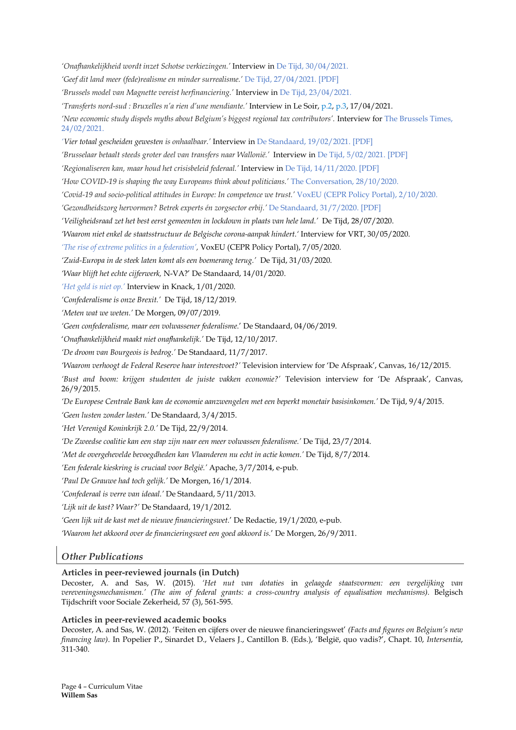*'Onafhankelijkheid wordt inzet Schotse verkiezingen.'* Interview in De Tijd, 30/04/2021.

*'Geef dit land meer (fede)realisme en minder surrealisme.'* De Tijd, 27/04/2021. [PDF]

*'Brussels model van Magnette vereist herfinanciering.'* Interview in De Tijd, 23/04/2021.

*'Transferts nord-sud : Bruxelles n'a rien d'une mendiante.'* Interview in Le Soir, p.2, p.3, 17/04/2021.

*'New economic study dispels myths about Belgium's biggest regional tax contributors'.* Interview for The Brussels Times, 24/02/2021.

*'Vier totaal gescheiden gewesten is onhaalbaar.'* Interview in De Standaard, 19/02/2021. [PDF]

*'Brusselaar betaalt steeds groter deel van transfers naar Wallonië.'* Interview in De Tijd, 5/02/2021. [PDF]

*'Regionaliseren kan, maar houd het crisisbeleid federaal.'* Interview in De Tijd, 14/11/2020. [PDF]

*'How COVID-19 is shaping the way Europeans think about politicians.'* The Conversation, 28/10/2020.

*'Covid-19 and socio-political attitudes in Europe: In competence we trust.'* VoxEU (CEPR Policy Portal), 2/10/2020.

*'Gezondheidszorg hervormen? Betrek experts én zorgsector erbij.'* De Standaard, 31/7/2020. [PDF]

*'Veiligheidsraad zet het best eerst gemeenten in lockdown in plaats van hele land.'* De Tijd, 28/07/2020.

*'Waarom niet enkel de staatsstructuur de Belgische corona-aanpak hindert.'* Interview for VRT, 30/05/2020.

*'The rise of extreme politics in a federation'*, VoxEU (CEPR Policy Portal), 7/05/2020.

*'Zuid-Europa in de steek laten komt als een boemerang terug.'* De Tijd, 31/03/2020.

*'Waar blijft het echte cijferwerk,* N-VA?' De Standaard, 14/01/2020.

*'Het geld is niet op.'* Interview in Knack, 1/01/2020.

*'Confederalisme is onze Brexit.'* De Tijd, 18/12/2019.

*'Meten wat we weten.'* De Morgen, 09/07/2019.

*'Geen confederalisme, maar een volwassener federalisme.'* De Standaard, 04/06/2019.

*'Onafhankelijkheid maakt niet onafhankelijk.'* De Tijd, 12/10/2017.

*'De droom van Bourgeois is bedrog.'* De Standaard, 11/7/2017.

*'Waarom verhoogt de Federal Reserve haar interestvoet?'* Television interview for 'De Afspraak', Canvas, 16/12/2015.

*'Bust and boom: krijgen studenten de juiste vakken economie?'* Television interview for 'De Afspraak', Canvas, 26/9/2015.

*'De Europese Centrale Bank kan de economie aanzwengelen met een beperkt monetair basisinkomen.'* De Tijd, 9/4/2015.

*'Geen lusten zonder lasten.'* De Standaard, 3/4/2015.

*'Het Verenigd Koninkrijk 2.0.'* De Tijd, 22/9/2014.

*'De Zweedse coalitie kan een stap zijn naar een meer volwassen federalisme.'* De Tijd, 23/7/2014.

*'Met de overgehevelde bevoegdheden kan Vlaanderen nu echt in actie komen.'* De Tijd, 8/7/2014.

*'Een federale kieskring is cruciaal voor België.'* Apache, 3/7/2014, e-pub.

*'Paul De Grauwe had toch gelijk.'* De Morgen, 16/1/2014.

*'Confederaal is verre van ideaal.'* De Standaard, 5/11/2013.

*'Lijk uit de kast? Waar?'* De Standaard, 19/1/2012.

*'Geen lijk uit de kast met de nieuwe financieringswet.'* De Redactie, 19/1/2020, e-pub.

*'Waarom het akkoord over de financieringswet een goed akkoord is.'* De Morgen, 26/9/2011.

## *Other Publications*

### Articles in peer-reviewed journals (in Dutch)

Decoster, A. and Sas, W. (2015). *'Het nut van dotaties in gelaagde staatsvormen: een vergelijking van vereveningsmechanismen.' (The aim of federal grants: a cross-country analysis of equalisation mechanisms).* Belgisch Tijdschrift voor Sociale Zekerheid, 57 (3), 561-595.

### Articles in peer-reviewed academic books

Decoster, A. and Sas, W. (2012). 'Feiten en cijfers over de nieuwe financieringswet' *(Facts and figures on Belgium's new financing law)*. In Popelier P., Sinardet D., Velaers J., Cantillon B. (Eds.), 'België, quo vadis?', Chapt. 10, *Intersentia*, 311-340.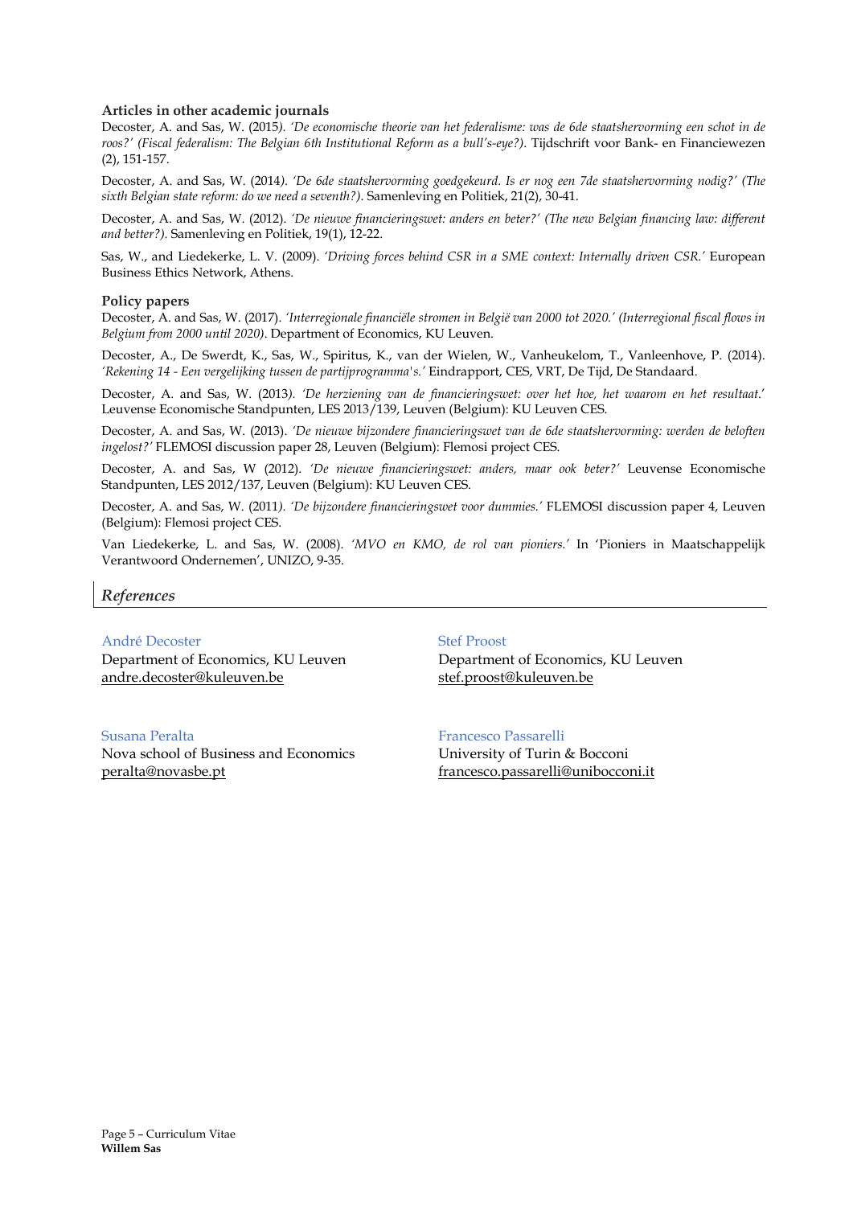### Articles in other academic journals

Decoster, A. and Sas, W. (2015*). 'De economische theorie van het federalisme: was de 6de staatshervorming een schot in de roos?' (Fiscal federalism: The Belgian 6th Institutional Reform as a bull's-eye?).* Tijdschrift voor Bank- en Financiewezen (2), 151-157.

Decoster, A. and Sas, W. (2014*). 'De 6de staatshervorming goedgekeurd. Is er nog een 7de staatshervorming nodig?' (The sixth Belgian state reform: do we need a seventh?).* Samenleving en Politiek, 21(2), 30-41.

Decoster, A. and Sas, W. (2012). *'De nieuwe financieringswet: anders en beter?' (The new Belgian financing law: different and better?).* Samenleving en Politiek, 19(1), 12-22.

Sas, W., and Liedekerke, L. V. (2009). *'Driving forces behind CSR in a SME context: Internally driven CSR.'* European Business Ethics Network, Athens.

### Policy papers

Decoster, A. and Sas, W. (2017). *'Interregionale financiële stromen in België van 2000 tot 2020.' (Interregional fiscal flows in Belgium from 2000 until 2020)*. Department of Economics, KU Leuven.

Decoster, A., De Swerdt, K., Sas, W., Spiritus, K., van der Wielen, W., Vanheukelom, T., Vanleenhove, P. (2014). *'Rekening 14 - Een vergelijking tussen de partijprogramma's.'* Eindrapport, CES, VRT, De Tijd, De Standaard.

Decoster, A. and Sas, W. (2013*). 'De herziening van de financieringswet: over het hoe, het waarom en het resultaat.*' Leuvense Economische Standpunten, LES 2013/139, Leuven (Belgium): KU Leuven CES.

Decoster, A. and Sas, W. (2013). *'De nieuwe bijzondere financieringswet van de 6de staatshervorming: werden de beloften ingelost?'* FLEMOSI discussion paper 28, Leuven (Belgium): Flemosi project CES.

Decoster, A. and Sas, W (2012). *'De nieuwe financieringswet: anders, maar ook beter?'* Leuvense Economische Standpunten, LES 2012/137, Leuven (Belgium): KU Leuven CES.

Decoster, A. and Sas, W. (2011*). 'De bijzondere financieringswet voor dummies.'* FLEMOSI discussion paper 4, Leuven (Belgium): Flemosi project CES.

Van Liedekerke, L. and Sas, W. (2008). *'MVO en KMO, de rol van pioniers.'* In 'Pioniers in Maatschappelijk Verantwoord Ondernemen', UNIZO, 9-35.

## *References*

André Decoster
Department of Economics, KU Leuven
andre.decoster@kuleuven.be

Stef Proost
Department of Economics, KU Leuven
stef.proost@kuleuven.be

Susana Peralta
Nova school of Business and Economics
peralta@novasbe.pt

Francesco Passarelli
University of Turin & Bocconi
francesco.passarelli@unibocconi.it